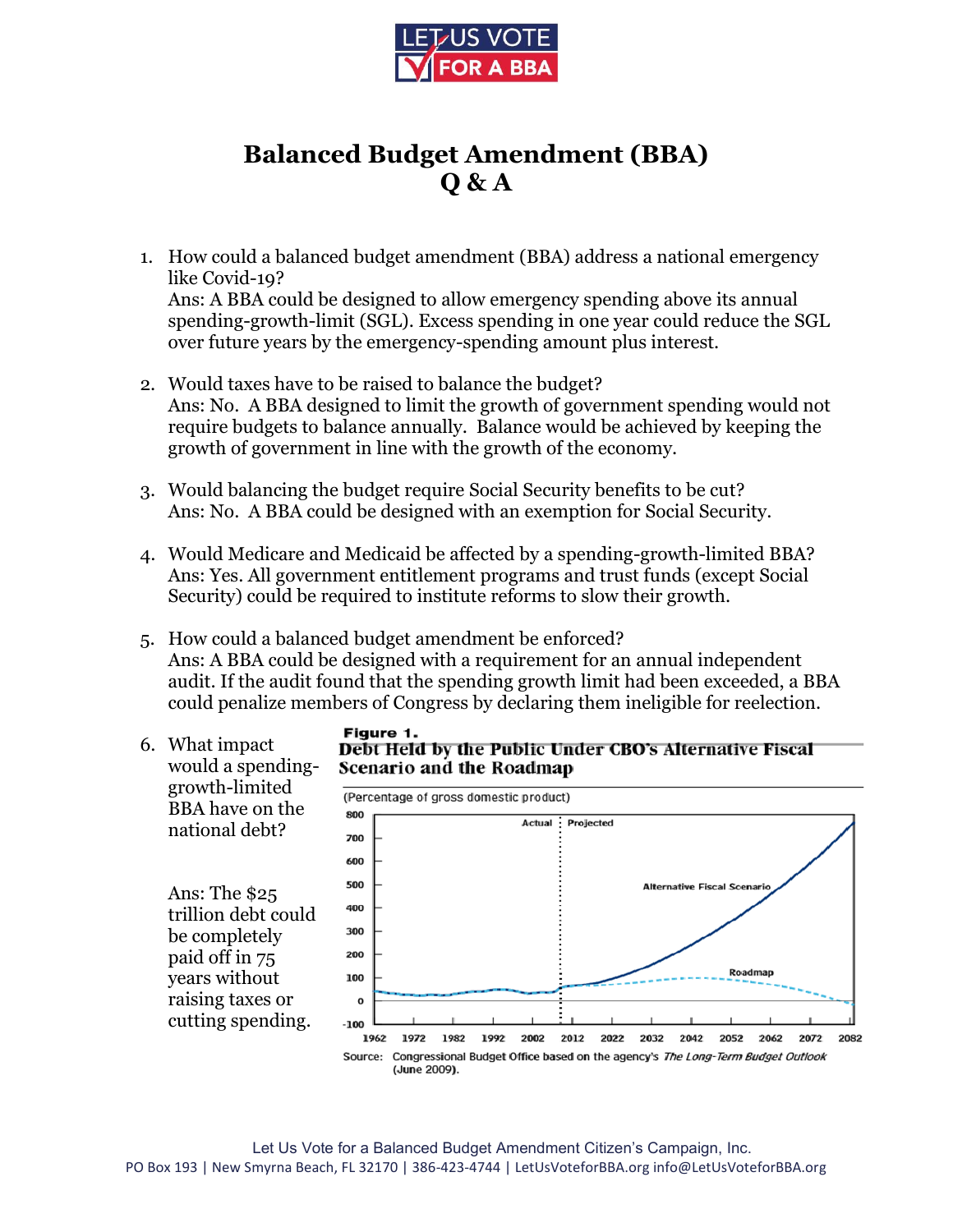LET US VOTE FOR A BBA

# Balanced Budget Amendment (BBA)
# Q & A

1. How could a balanced budget amendment (BBA) address a national emergency like Covid-19?
   Ans: A BBA could be designed to allow emergency spending above its annual spending-growth-limit (SGL). Excess spending in one year could reduce the SGL over future years by the emergency-spending amount plus interest.

2. Would taxes have to be raised to balance the budget?
   Ans: No. A BBA designed to limit the growth of government spending would not require budgets to balance annually. Balance would be achieved by keeping the growth of government in line with the growth of the economy.

3. Would balancing the budget require Social Security benefits to be cut?
   Ans: No. A BBA could be designed with an exemption for Social Security.

4. Would Medicare and Medicaid be affected by a spending-growth-limited BBA?
   Ans: Yes. All government entitlement programs and trust funds (except Social Security) could be required to institute reforms to slow their growth.

5. How could a balanced budget amendment be enforced?
   Ans: A BBA could be designed with a requirement for an annual independent audit. If the audit found that the spending growth limit had been exceeded, a BBA could penalize members of Congress by declaring them ineligible for reelection.

6. What impact would a spending-growth-limited BBA have on the national debt?

   Ans: The $25 trillion debt could be completely paid off in 75 years without raising taxes or cutting spending.

**Figure 1.**
**Debt Held by the Public Under CBO's Alternative Fiscal Scenario and the Roadmap**

(Percentage of gross domestic product)

Source: Congressional Budget Office based on the agency's *The Long-Term Budget Outlook* (June 2009).

Let Us Vote for a Balanced Budget Amendment Citizen's Campaign, Inc.
PO Box 193 | New Smyrna Beach, FL 32170 | 386-423-4744 | LetUsVoteforBBA.org info@LetUsVoteforBBA.org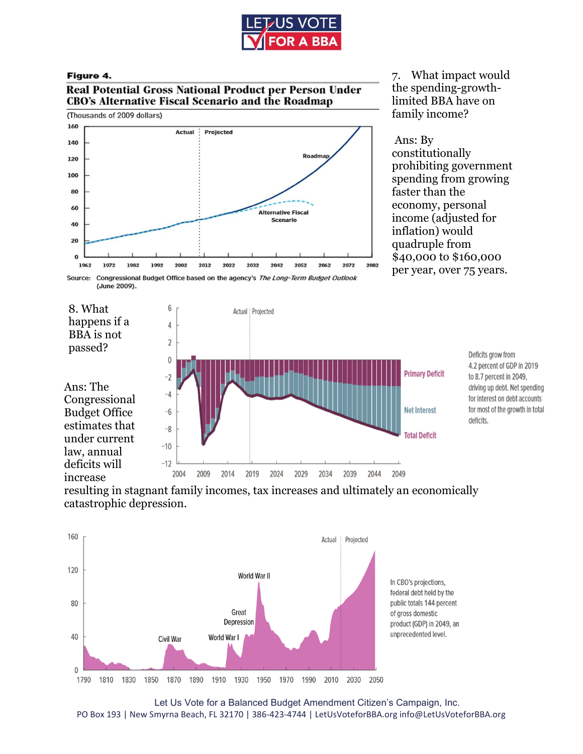LET US VOTE FOR A BBA

**Figure 4.**

**Real Potential Gross National Product per Person Under CBO's Alternative Fiscal Scenario and the Roadmap**

(Thousands of 2009 dollars)

160
140
120
100
80
60
40
20
0

Actual | Projected

Roadmap

Alternative Fiscal Scenario

1962 1972 1982 1992 2002 2012 2022 2032 2042 2052 2062 2072 2082

Source: Congressional Budget Office based on the agency's *The Long-Term Budget Outlook* (June 2009).

7. What impact would the spending-growth-limited BBA have on family income?

Ans: By constitutionally prohibiting government spending from growing faster than the economy, personal income (adjusted for inflation) would quadruple from $40,000 to $160,000 per year, over 75 years.

8. What happens if a BBA is not passed?

Ans: The Congressional Budget Office estimates that under current law, annual deficits will increase resulting in stagnant family incomes, tax increases and ultimately an economically catastrophic depression.

6
4
2
0
-2
-4
-6
-8
-10
-12

Actual | Projected

Primary Deficit

Net Interest

Total Deficit

2004 2009 2014 2019 2024 2029 2034 2039 2044 2049

Deficits grow from 4.2 percent of GDP in 2019 to 8.7 percent in 2049, driving up debt. Net spending for interest on debt accounts for most of the growth in total deficits.

160
120
80
40
0

Actual | Projected

Civil War

World War I

Great Depression

World War II

1790 1810 1830 1850 1870 1890 1910 1930 1950 1970 1990 2010 2030 2050

In CBO's projections, federal debt held by the public totals 144 percent of gross domestic product (GDP) in 2049, an unprecedented level.

Let Us Vote for a Balanced Budget Amendment Citizen's Campaign, Inc.
PO Box 193 | New Smyrna Beach, FL 32170 | 386-423-4744 | LetUsVoteforBBA.org info@LetUsVoteforBBA.org